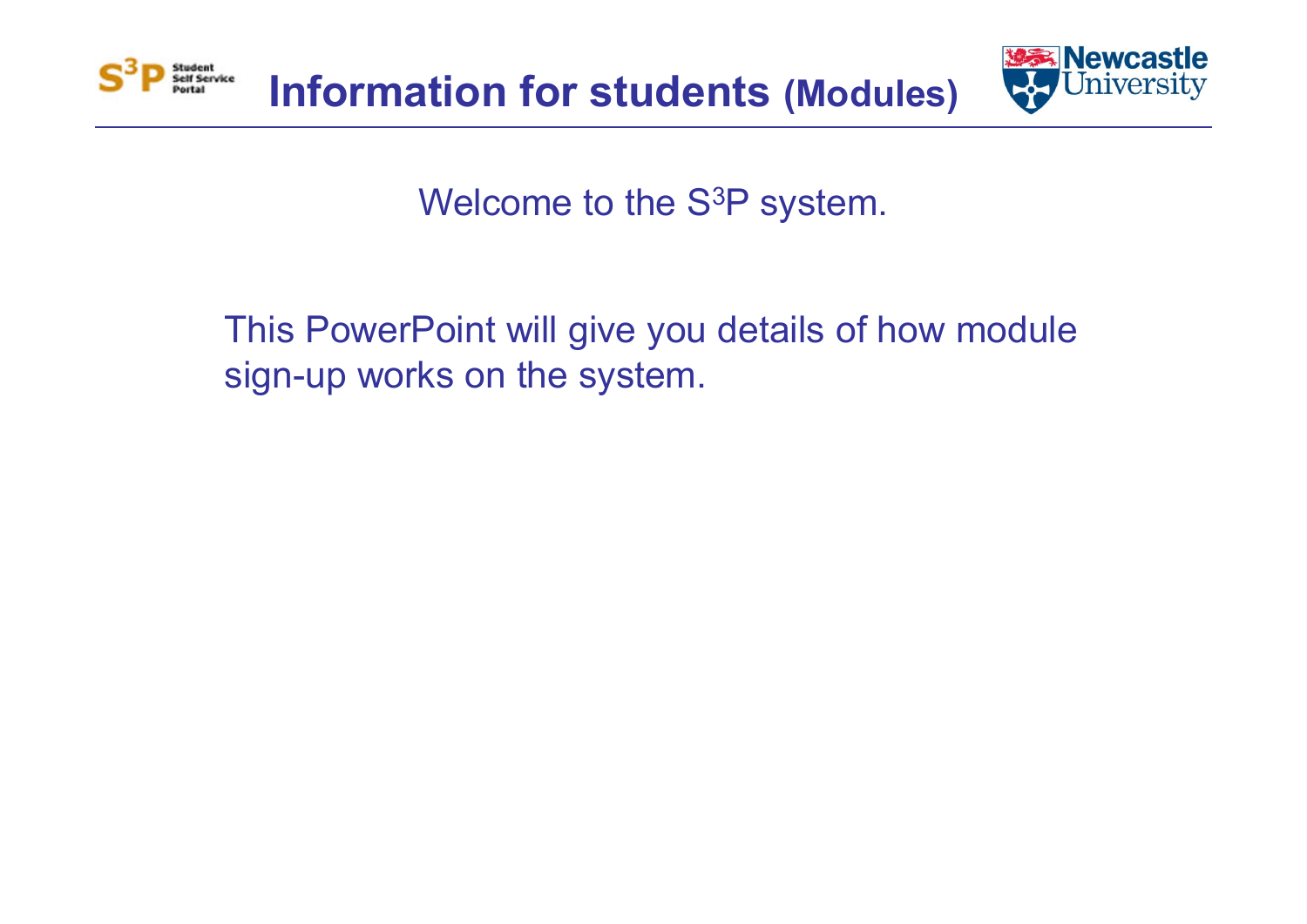# Information for students (Modules)

Welcome to the S[3]P system.

This PowerPoint will give you details of how module sign-up works on the system.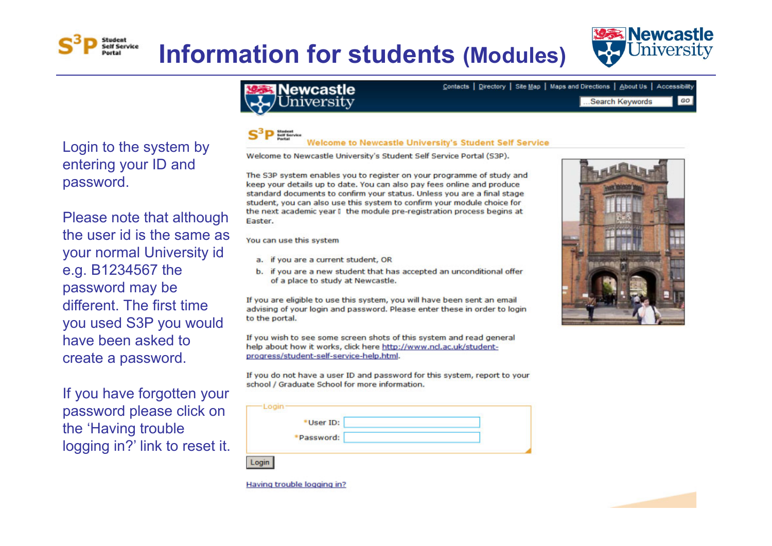# Information for students (Modules)

Login to the system by entering your ID and password.

Please note that although the user id is the same as your normal University id e.g. B1234567 the password may be different. The first time you used S3P you would have been asked to create a password.

If you have forgotten your password please click on the 'Having trouble logging in?' link to reset it.

Contacts | Directory | Site Map | Maps and Directions | About Us | Accessibility

...Search Keywords GO

**Welcome to Newcastle University's Student Self Service**

Welcome to Newcastle University's Student Self Service Portal (S3P).

The S3P system enables you to register on your programme of study and keep your details up to date. You can also pay fees online and produce standard documents to confirm your status. Unless you are a final stage student, you can also use this system to confirm your module choice for the next academic year – the module pre-registration process begins at Easter.

You can use this system

a. if you are a current student, OR
b. if you are a new student that has accepted an unconditional offer of a place to study at Newcastle.

If you are eligible to use this system, you will have been sent an email advising of your login and password. Please enter these in order to login to the portal.

If you wish to see some screen shots of this system and read general help about how it works, click here http://www.ncl.ac.uk/student-progress/student-self-service-help.html.

If you do not have a user ID and password for this system, report to your school / Graduate School for more information.

Login

*User ID:

*Password:

Login

Having trouble logging in?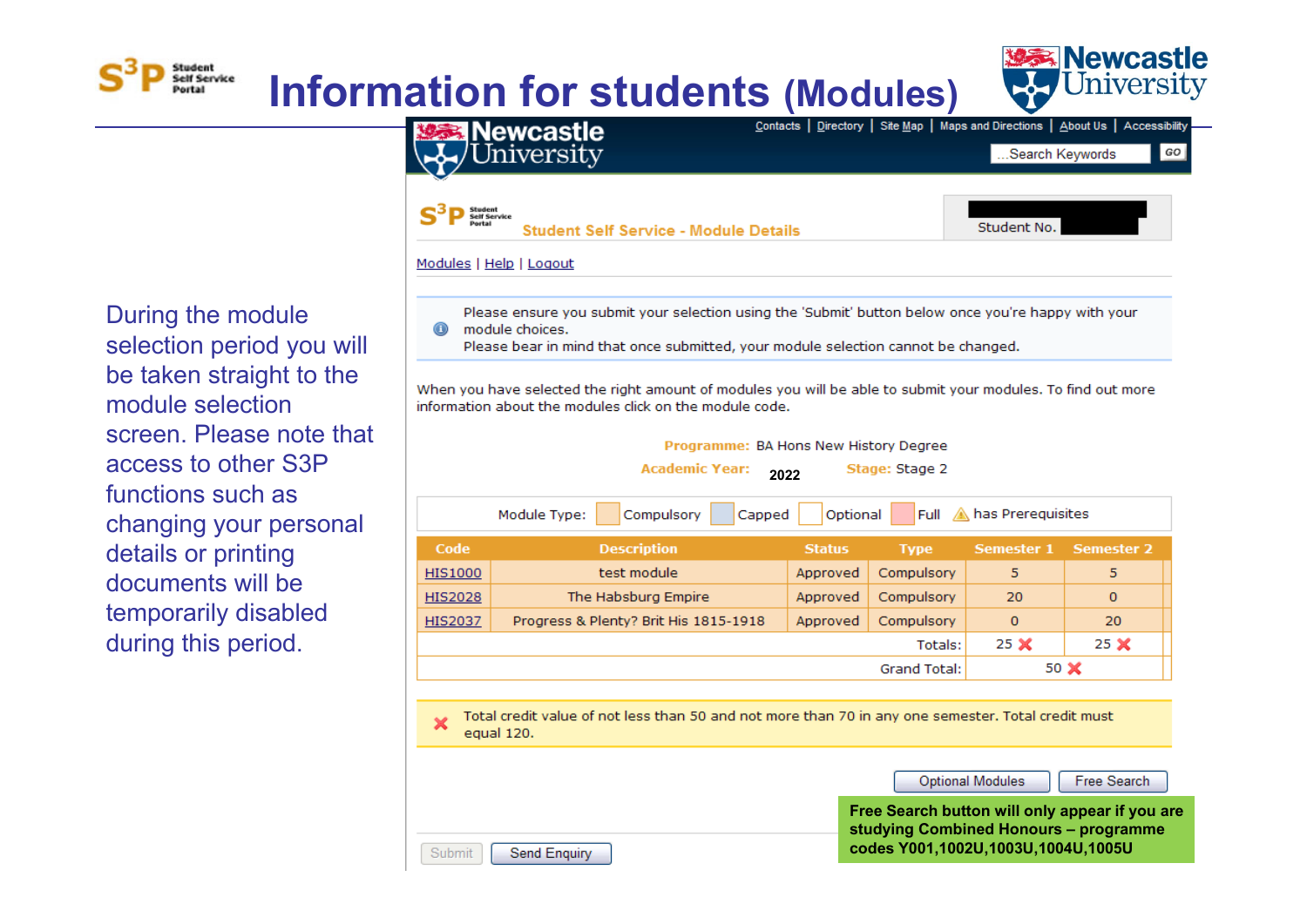# Information for students (Modules)

During the module selection period you will be taken straight to the module selection screen. Please note that access to other S3P functions such as changing your personal details or printing documents will be temporarily disabled during this period.

Contacts | Directory | Site Map | Maps and Directions | About Us | Accessibility

Search Keywords GO

**Student Self Service - Module Details**

Student No.

Modules | Help | Logout

Please ensure you submit your selection using the 'Submit' button below once you're happy with your module choices.
Please bear in mind that once submitted, your module selection cannot be changed.

When you have selected the right amount of modules you will be able to submit your modules. To find out more information about the modules click on the module code.

**Programme:** BA Hons New History Degree
**Academic Year:** 2022 **Stage:** Stage 2

Module Type: Compulsory | Capped | Optional | Full | has Prerequisites

| Code | Description | Status | Type | Semester 1 | Semester 2 |
|---|---|---|---|---|---|
| HIS1000 | test module | Approved | Compulsory | 5 | 5 |
| HIS2028 | The Habsburg Empire | Approved | Compulsory | 20 | 0 |
| HIS2037 | Progress & Plenty? Brit His 1815-1918 | Approved | Compulsory | 0 | 20 |
| | | | Totals: | 25 ✗ | 25 ✗ |
| | | | Grand Total: | 50 ✗ | |

✗ Total credit value of not less than 50 and not more than 70 in any one semester. Total credit must equal 120.

Optional Modules | Free Search

**Free Search button will only appear if you are studying Combined Honours – programme codes Y001,1002U,1003U,1004U,1005U**

Submit | Send Enquiry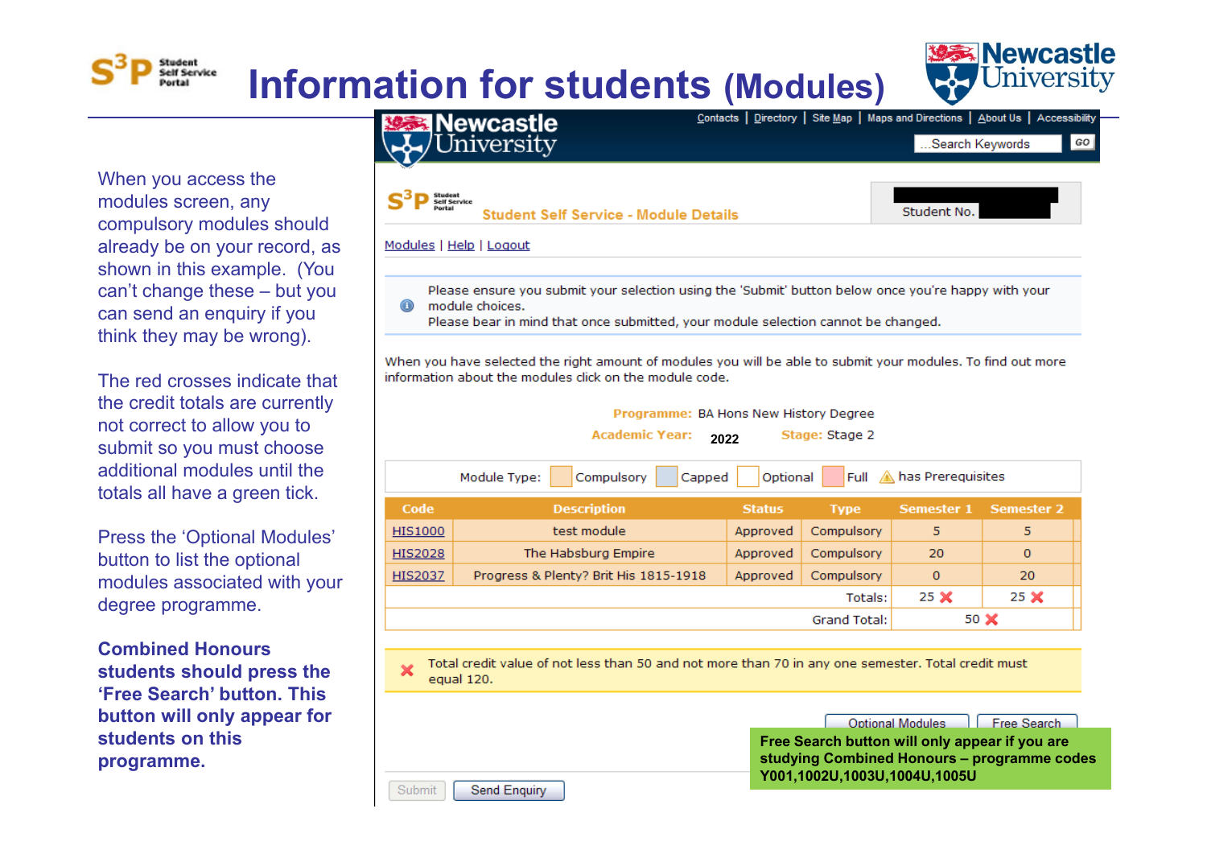# Information for students (Modules)

When you access the modules screen, any compulsory modules should already be on your record, as shown in this example. (You can't change these – but you can send an enquiry if you think they may be wrong).

The red crosses indicate that the credit totals are currently not correct to allow you to submit so you must choose additional modules until the totals all have a green tick.

Press the 'Optional Modules' button to list the optional modules associated with your degree programme.

**Combined Honours students should press the 'Free Search' button. This button will only appear for students on this programme.**

Contacts | Directory | Site Map | Maps and Directions | About Us | Accessibility

Search Keywords GO

**Student Self Service - Module Details**

Student No.

Modules | Help | Logout

Please ensure you submit your selection using the 'Submit' button below once you're happy with your module choices.
Please bear in mind that once submitted, your module selection cannot be changed.

When you have selected the right amount of modules you will be able to submit your modules. To find out more information about the module click on the module code.

**Programme:** BA Hons New History Degree
**Academic Year:** 2022 **Stage:** Stage 2

Module Type: Compulsory | Capped | Optional | Full | has Prerequisites

| Code | Description | Status | Type | Semester 1 | Semester 2 |
|---|---|---|---|---|---|
| HIS1000 | test module | Approved | Compulsory | 5 | 5 |
| HIS2028 | The Habsburg Empire | Approved | Compulsory | 20 | 0 |
| HIS2037 | Progress & Plenty? Brit His 1815-1918 | Approved | Compulsory | 0 | 20 |
| | | | Totals: | 25 ✖ | 25 ✖ |
| | | | Grand Total: | 50 ✖ | |

✖ Total credit value of not less than 50 and not more than 70 in any one semester. Total credit must equal 120.

Optional Modules | Free Search

**Free Search button will only appear if you are studying Combined Honours – programme codes Y001,1002U,1003U,1004U,1005U**

Submit | Send Enquiry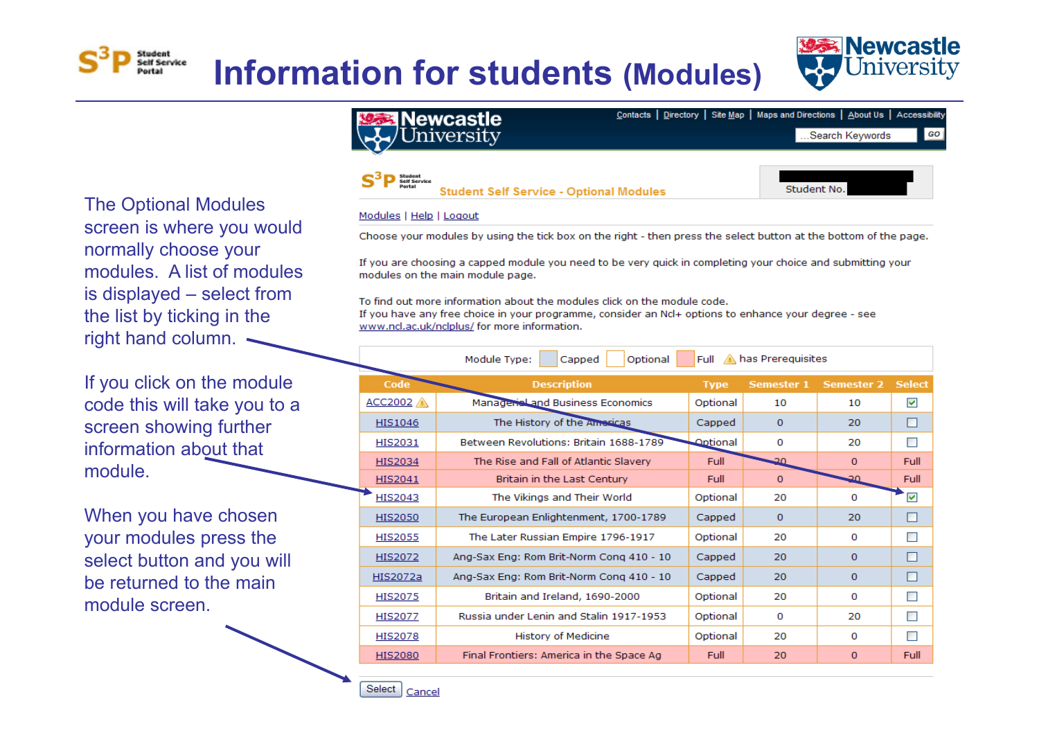# Information for students (Modules)

The Optional Modules screen is where you would normally choose your modules. A list of modules is displayed – select from the list by ticking in the right hand column.

If you click on the module code this will take you to a screen showing further information about that module.

When you have chosen your modules press the select button and you will be returned to the main module screen.

Contacts | Directory | Site Map | Maps and Directions | About Us | Accessibility

Search Keywords GO

**Student Self Service - Optional Modules**

Student No.

Modules | Help | Logout

Choose your modules by using the tick box on the right - then press the select button at the bottom of the page.

If you are choosing a capped module you need to be very quick in completing your choice and submitting your modules on the main module page.

To find out more information about the modules click on the module code.
If you have any free choice in your programme, consider an Ncl+ options to enhance your degree - see www.ncl.ac.uk/nclplus/ for more information.

Module Type: Capped | Optional | Full | has Prerequisites

| Code | Description | Type | Semester 1 | Semester 2 | Select |
|---|---|---|---|---|---|
| ACC2002 ⚠ | Managerial and Business Economics | Optional | 10 | 10 | ☑ |
| HIS1046 | The History of the Americas | Capped | 0 | 20 | ☐ |
| HIS2031 | Between Revolutions: Britain 1688-1789 | Optional | 0 | 20 | ☐ |
| HIS2034 | The Rise and Fall of Atlantic Slavery | Full | 20 | 0 | Full |
| HIS2041 | Britain in the Last Century | Full | 0 | 20 | Full |
| HIS2043 | The Vikings and Their World | Optional | 20 | 0 | ☑ |
| HIS2050 | The European Enlightenment, 1700-1789 | Capped | 0 | 20 | ☐ |
| HIS2055 | The Later Russian Empire 1796-1917 | Optional | 20 | 0 | ☐ |
| HIS2072 | Ang-Sax Eng: Rom Brit-Norm Conq 410 - 10 | Capped | 20 | 0 | ☐ |
| HIS2072a | Ang-Sax Eng: Rom Brit-Norm Conq 410 - 10 | Capped | 20 | 0 | ☐ |
| HIS2075 | Britain and Ireland, 1690-2000 | Optional | 20 | 0 | ☐ |
| HIS2077 | Russia under Lenin and Stalin 1917-1953 | Optional | 0 | 20 | ☐ |
| HIS2078 | History of Medicine | Optional | 20 | 0 | ☐ |
| HIS2080 | Final Frontiers: America in the Space Ag | Full | 20 | 0 | Full |

Select | Cancel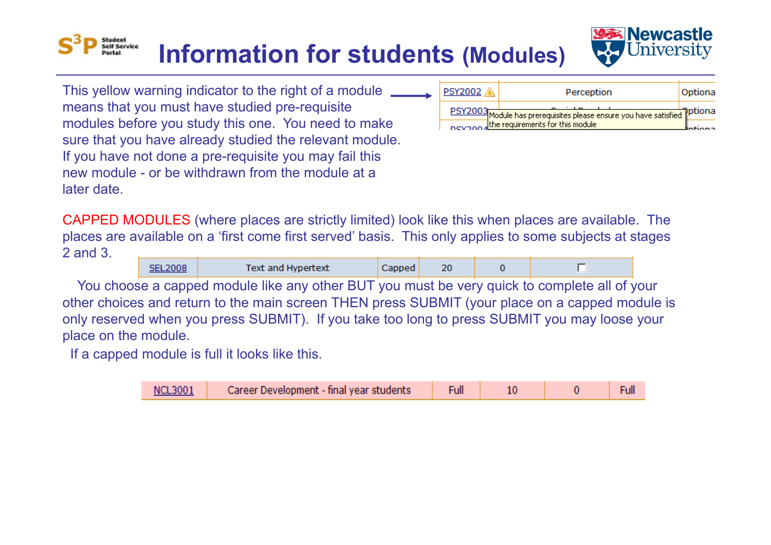# Information for students (Modules)

This yellow warning indicator to the right of a module means that you must have studied pre-requisite modules before you study this one. You need to make sure that you have already studied the relevant module. If you have not done a pre-requisite you may fail this new module - or be withdrawn from the module at a later date.

| PSY2002 ⚠ | Perception | Optiona |
|---|---|---|
| PSY2003 | Module has prerequisites please ensure you have satisfied the requirements for this module | Optiona |

CAPPED MODULES (where places are strictly limited) look like this when places are available. The places are available on a 'first come first served' basis. This only applies to some subjects at stages 2 and 3.

| SEL2008 | Text and Hypertext | Capped | 20 | 0 | ☐ |
|---|---|---|---|---|---|

You choose a capped module like any other BUT you must be very quick to complete all of your other choices and return to the main screen THEN press SUBMIT (your place on a capped module is only reserved when you press SUBMIT). If you take too long to press SUBMIT you may loose your place on the module.

If a capped module is full it looks like this.

| NCL3001 | Career Development - final year students | Full | 10 | 0 | Full |
|---|---|---|---|---|---|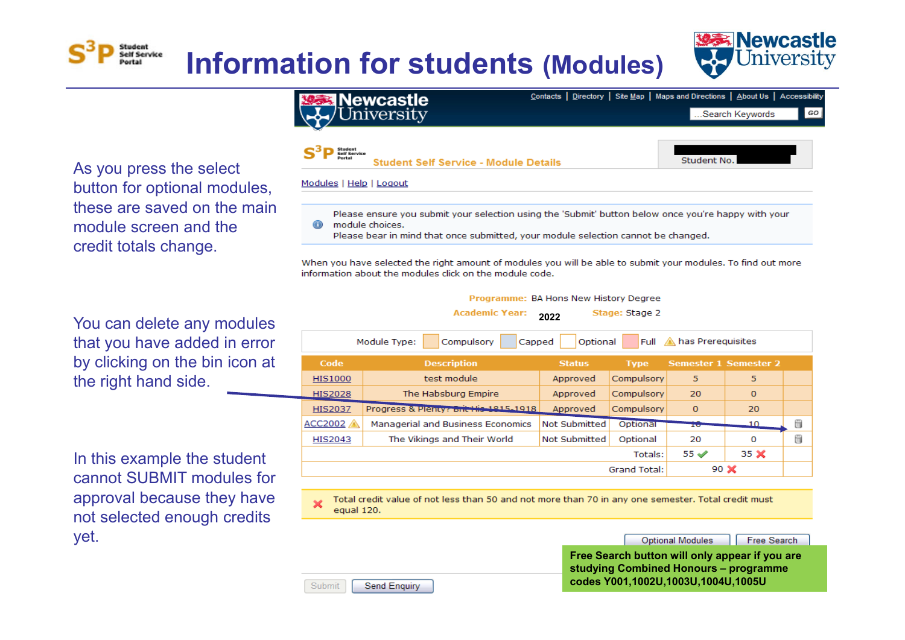# Information for students (Modules)

As you press the select button for optional modules, these are saved on the main module screen and the credit totals change.

You can delete any modules that you have added in error by clicking on the bin icon at the right hand side.

In this example the student cannot SUBMIT modules for approval because they have not selected enough credits yet.

Contacts | Directory | Site Map | Maps and Directions | About Us | Accessibility

...Search Keywords GO

Student Self Service - Module Details

Student No.

Modules | Help | Logout

Please ensure you submit your selection using the 'Submit' button below once you're happy with your module choices.
Please bear in mind that once submitted, your module selection cannot be changed.

When you have selected the right amount of modules you will be able to submit your modules. To find out more information about the modules click on the module code.

**Programme:** BA Hons New History Degree

**Academic Year:** 2022 **Stage:** Stage 2

Module Type: Compulsory Capped Optional Full has Prerequisites

| Code | Description | Status | Type | Semester 1 | Semester 2 | |
|---|---|---|---|---|---|---|
| HIS1000 | test module | Approved | Compulsory | 5 | 5 | |
| HIS2028 | The Habsburg Empire | Approved | Compulsory | 20 | 0 | |
| HIS2037 | Progress & Plenty? Brit His 1815-1918 | Approved | Compulsory | 0 | 20 | |
| ACC2002 | Managerial and Business Economics | Not Submitted | Optional | 10 | 10 | |
| HIS2043 | The Vikings and Their World | Not Submitted | Optional | 20 | 0 | |
| | | | Totals: | 55 ✓ | 35 ✗ | |
| | | | Grand Total: | 90 ✗ | | |

Total credit value of not less than 50 and not more than 70 in any one semester. Total credit must equal 120.

Optional Modules | Free Search

**Free Search button will only appear if you are studying Combined Honours – programme codes Y001,1002U,1003U,1004U,1005U**

Submit | Send Enquiry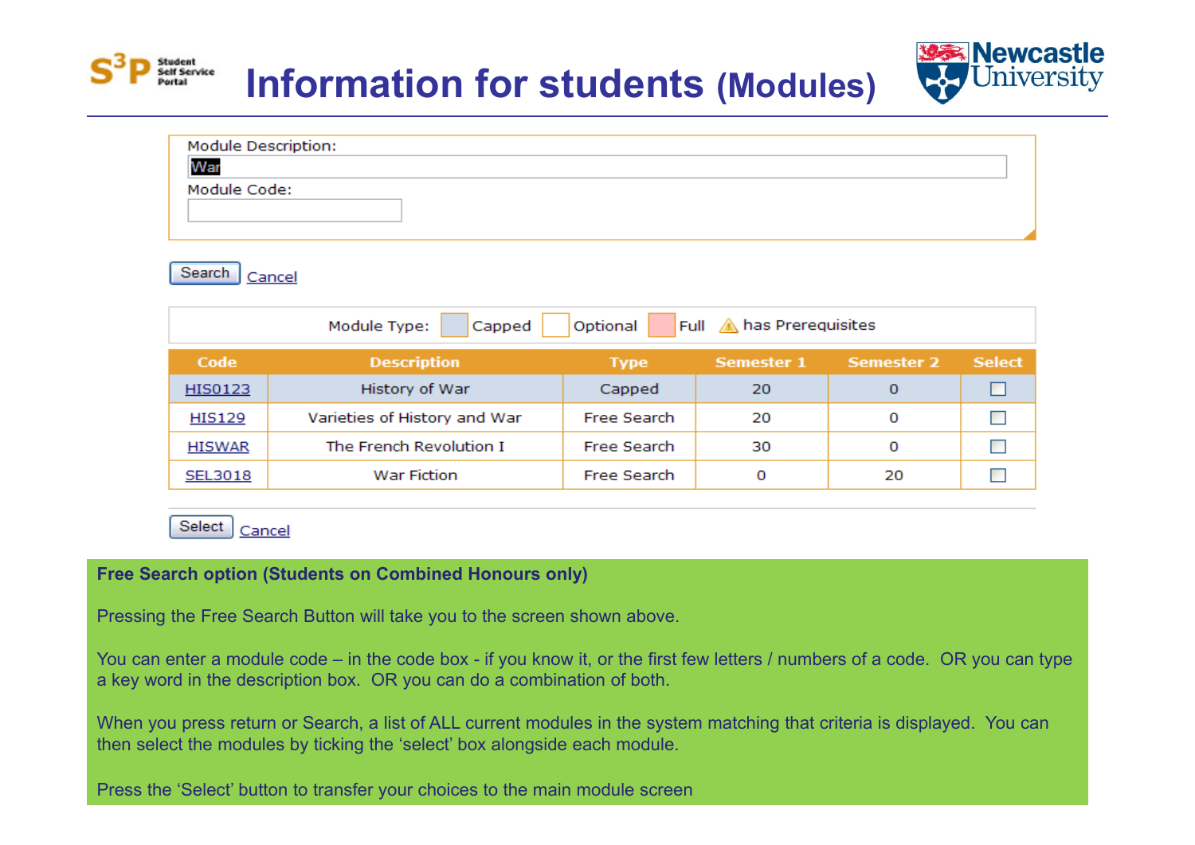# Information for students (Modules)

Module Description:

War

Module Code:

Search Cancel

Module Type: Capped Optional Full ⚠ has Prerequisites

| Code | Description | Type | Semester 1 | Semester 2 | Select |
|---|---|---|---|---|---|
| HIS0123 | History of War | Capped | 20 | 0 | ☐ |
| HIS129 | Varieties of History and War | Free Search | 20 | 0 | ☐ |
| HISWAR | The French Revolution I | Free Search | 30 | 0 | ☐ |
| SEL3018 | War Fiction | Free Search | 0 | 20 | ☐ |

Select Cancel

**Free Search option (Students on Combined Honours only)**

Pressing the Free Search Button will take you to the screen shown above.

You can enter a module code – in the code box - if you know it, or the first few letters / numbers of a code. OR you can type a key word in the description box. OR you can do a combination of both.

When you press return or Search, a list of ALL current modules in the system matching that criteria is displayed. You can then select the modules by ticking the 'select' box alongside each module.

Press the 'Select' button to transfer your choices to the main module screen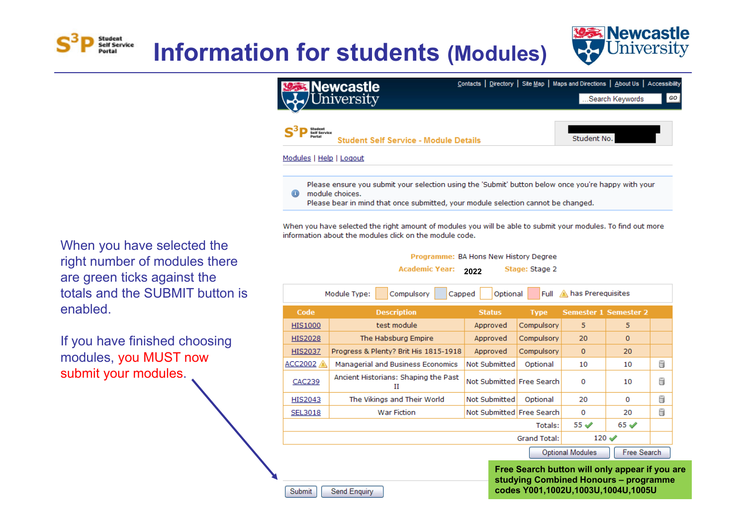# Information for students (Modules)

When you have selected the right number of modules there are green ticks against the totals and the SUBMIT button is enabled.

If you have finished choosing modules, you MUST now submit your modules.

Newcastle University

Contacts | Directory | Site Map | Maps and Directions | About Us | Accessibility

Search Keywords GO

Student Self Service - Module Details

Student No.

Modules | Help | Logout

Please ensure you submit your selection using the 'Submit' button below once you're happy with your module choices.
Please bear in mind that once submitted, your module selection cannot be changed.

When you have selected the right amount of modules you will be able to submit your modules. To find out more information about the modules click on the module code.

**Programme:** BA Hons New History Degree

**Academic Year:** 2022 **Stage:** Stage 2

Module Type: Compulsory | Capped | Optional | Full | has Prerequisites

| Code | Description | Status | Type | Semester 1 | Semester 2 |
|---|---|---|---|---|---|
| HIS1000 | test module | Approved | Compulsory | 5 | 5 |
| HIS2028 | The Habsburg Empire | Approved | Compulsory | 20 | 0 |
| HIS2037 | Progress & Plenty? Brit His 1815-1918 | Approved | Compulsory | 0 | 20 |
| ACC2002 | Managerial and Business Economics | Not Submitted | Optional | 10 | 10 |
| CAC239 | Ancient Historians: Shaping the Past II | Not Submitted | Free Search | 0 | 10 |
| HIS2043 | The Vikings and Their World | Not Submitted | Optional | 20 | 0 |
| SEL3018 | War Fiction | Not Submitted | Free Search | 0 | 20 |
| | | | Totals: | 55 ✓ | 65 ✓ |
| | | | Grand Total: | 120 ✓ | |

Optional Modules | Free Search

Submit | Send Enquiry

**Free Search button will only appear if you are studying Combined Honours – programme codes Y001,1002U,1003U,1004U,1005U**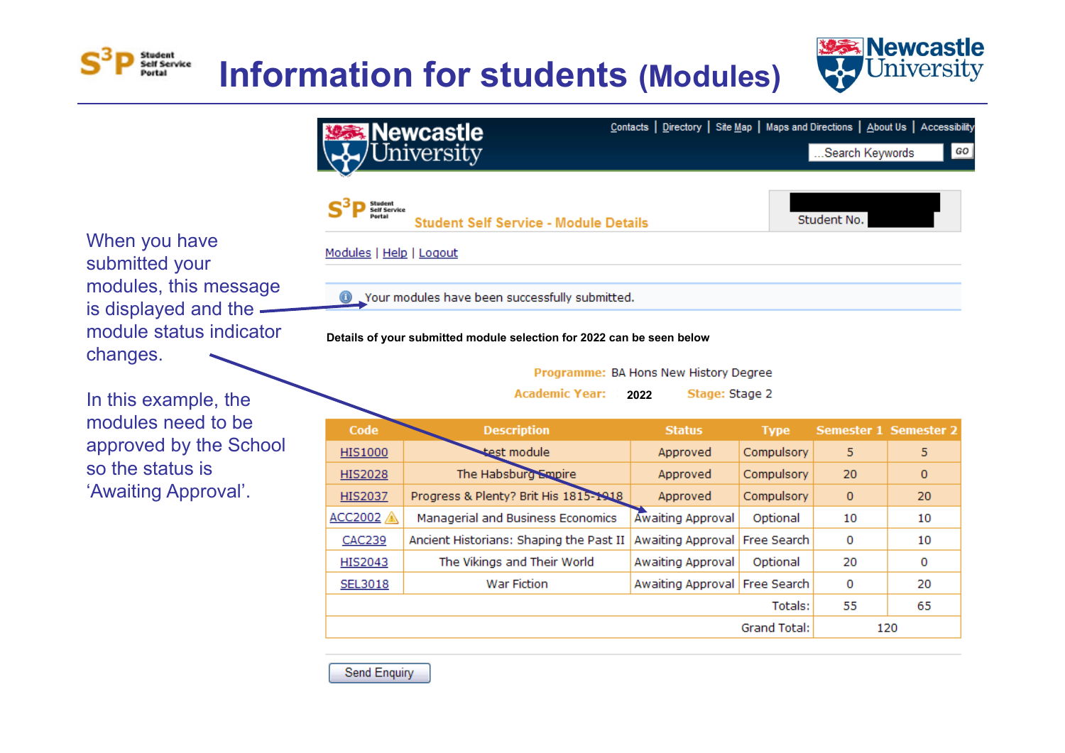# Information for students (Modules)

When you have submitted your modules, this message is displayed and the module status indicator changes.

In this example, the modules need to be approved by the School so the status is 'Awaiting Approval'.

Newcastle University

Contacts | Directory | Site Map | Maps and Directions | About Us | Accessibility

Search Keywords GO

Student Self Service - Module Details

Student No.

Modules | Help | Logout

Your modules have been successfully submitted.

**Details of your submitted module selection for 2022 can be seen below**

Programme: BA Hons New History Degree

Academic Year: 2022 Stage: Stage 2

| Code | Description | Status | Type | Semester 1 | Semester 2 |
|---|---|---|---|---|---|
| HIS1000 | test module | Approved | Compulsory | 5 | 5 |
| HIS2028 | The Habsburg Empire | Approved | Compulsory | 20 | 0 |
| HIS2037 | Progress & Plenty? Brit His 1815-1918 | Approved | Compulsory | 0 | 20 |
| ACC2002 | Managerial and Business Economics | Awaiting Approval | Optional | 10 | 10 |
| CAC239 | Ancient Historians: Shaping the Past II | Awaiting Approval | Free Search | 0 | 10 |
| HIS2043 | The Vikings and Their World | Awaiting Approval | Optional | 20 | 0 |
| SEL3018 | War Fiction | Awaiting Approval | Free Search | 0 | 20 |
| | | | Totals: | 55 | 65 |
| | | | Grand Total: | 120 | |

Send Enquiry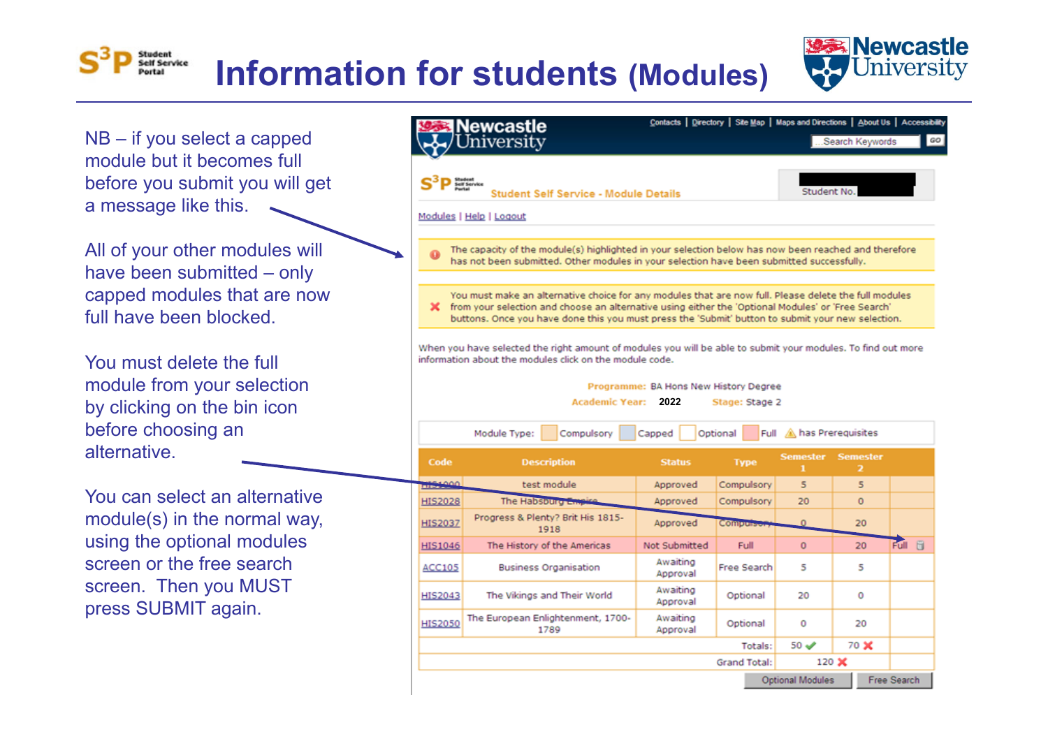# Information for students (Modules)

NB – if you select a capped module but it becomes full before you submit you will get a message like this.

All of your other modules will have been submitted – only capped modules that are now full have been blocked.

You must delete the full module from your selection by clicking on the bin icon before choosing an alternative.

You can select an alternative module(s) in the normal way, using the optional modules screen or the free search screen. Then you MUST press SUBMIT again.

Newcastle University

Contacts | Directory | Site Map | Maps and Directions | About Us | Accessibility

Search Keywords GO

Student Self Service - Module Details

Student No.

Modules | Help | Logout

The capacity of the module(s) highlighted in your selection below has now been reached and therefore has not been submitted. Other modules in your selection have been submitted successfully.

You must make an alternative choice for any modules that are now full. Please delete the full modules from your selection and choose an alternative using either the 'Optional Modules' or 'Free Search' buttons. Once you have done this you must press the 'Submit' button to submit your new selection.

When you have selected the right amount of modules you will be able to submit your modules. To find out more information about the modules click on the module code.

Programme: BA Hons New History Degree

Academic Year: 2022 Stage: Stage 2

Module Type: Compulsory | Capped | Optional | Full | has Prerequisites

| Code | Description | Status | Type | Semester 1 | Semester 2 | |
|---|---|---|---|---|---|---|
| HIS1000 | test module | Approved | Compulsory | 5 | 5 | |
| HIS2028 | The Habsburg Empire | Approved | Compulsory | 20 | 0 | |
| HIS2037 | Progress & Plenty? Brit His 1815-1918 | Approved | Compulsory | 0 | 20 | |
| HIS1046 | The History of the Americas | Not Submitted | Full | 0 | 20 | Full |
| ACC105 | Business Organisation | Awaiting Approval | Free Search | 5 | 5 | |
| HIS2043 | The Vikings and Their World | Awaiting Approval | Optional | 20 | 0 | |
| HIS2050 | The European Enlightenment, 1700-1789 | Awaiting Approval | Optional | 0 | 20 | |
| | | | Totals: | 50 ✔ | 70 ✘ | |
| | | | Grand Total: | 120 ✘ | | |

Optional Modules | Free Search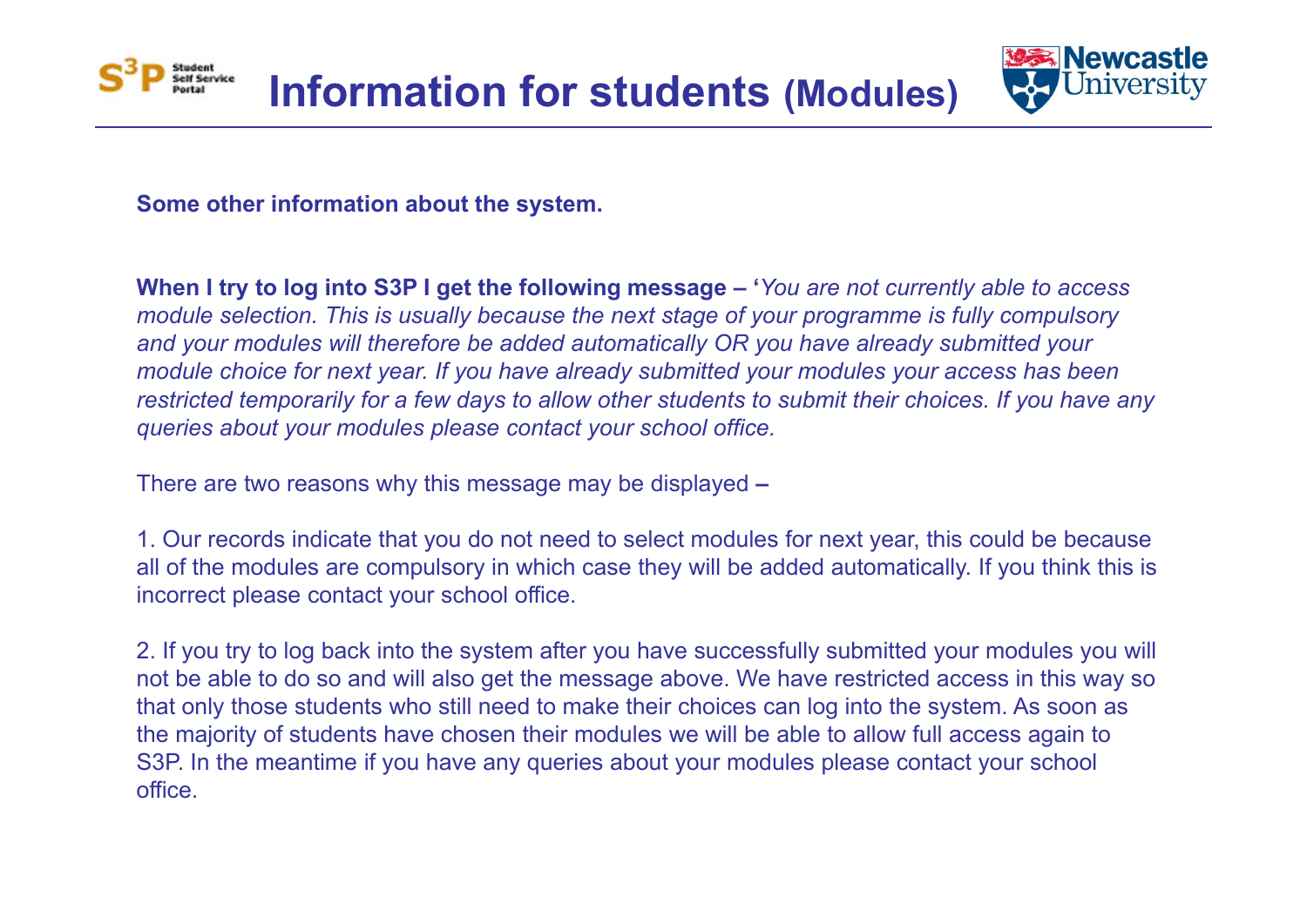# Information for students (Modules)

**Some other information about the system.**

**When I try to log into S3P I get the following message – '***You are not currently able to access module selection. This is usually because the next stage of your programme is fully compulsory and your modules will therefore be added automatically OR you have already submitted your module choice for next year. If you have already submitted your modules your access has been restricted temporarily for a few days to allow other students to submit their choices. If you have any queries about your modules please contact your school office.*

There are two reasons why this message may be displayed **–**

1. Our records indicate that you do not need to select modules for next year, this could be because all of the modules are compulsory in which case they will be added automatically. If you think this is incorrect please contact your school office.

2. If you try to log back into the system after you have successfully submitted your modules you will not be able to do so and will also get the message above. We have restricted access in this way so that only those students who still need to make their choices can log into the system. As soon as the majority of students have chosen their modules we will be able to allow full access again to S3P. In the meantime if you have any queries about your modules please contact your school office.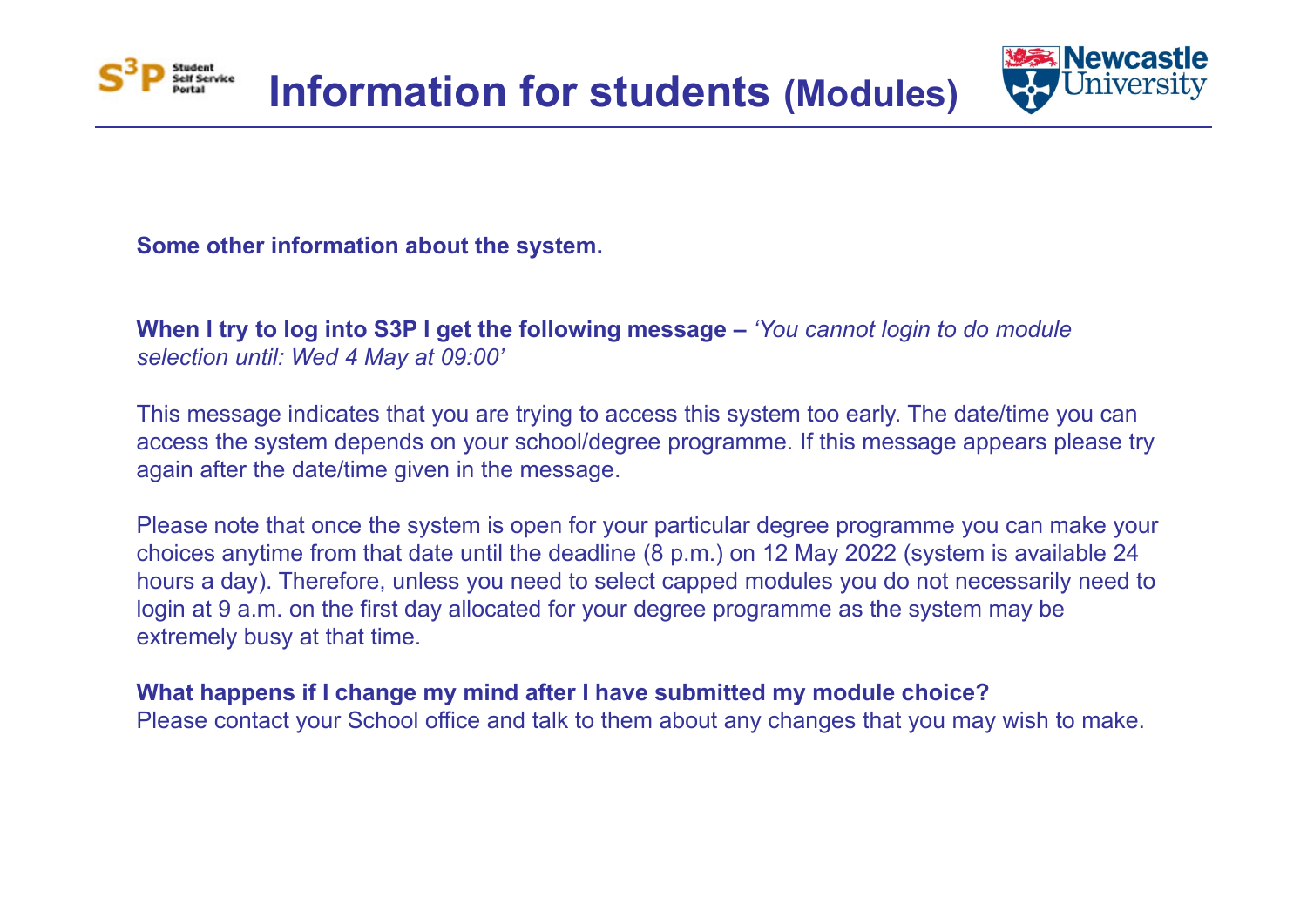# Information for students (Modules)

**Some other information about the system.**

**When I try to log into S3P I get the following message –** *'You cannot login to do module selection until: Wed 4 May at 09:00'*

This message indicates that you are trying to access this system too early. The date/time you can access the system depends on your school/degree programme. If this message appears please try again after the date/time given in the message.

Please note that once the system is open for your particular degree programme you can make your choices anytime from that date until the deadline (8 p.m.) on 12 May 2022 (system is available 24 hours a day). Therefore, unless you need to select capped modules you do not necessarily need to login at 9 a.m. on the first day allocated for your degree programme as the system may be extremely busy at that time.

**What happens if I change my mind after I have submitted my module choice?**
Please contact your School office and talk to them about any changes that you may wish to make.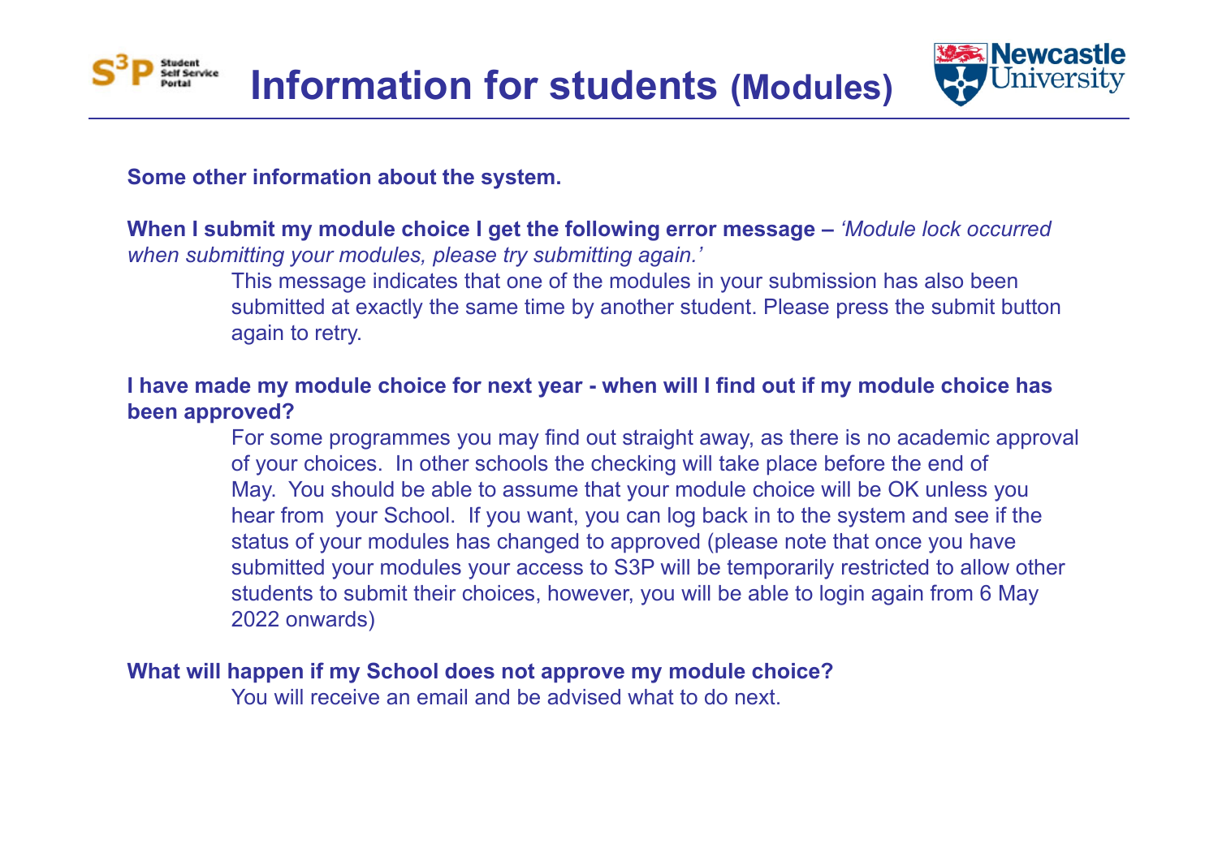# Information for students (Modules)

**Some other information about the system.**

**When I submit my module choice I get the following error message –** *'Module lock occurred when submitting your modules, please try submitting again.'*

This message indicates that one of the modules in your submission has also been submitted at exactly the same time by another student. Please press the submit button again to retry.

**I have made my module choice for next year - when will I find out if my module choice has been approved?**

For some programmes you may find out straight away, as there is no academic approval of your choices. In other schools the checking will take place before the end of May. You should be able to assume that your module choice will be OK unless you hear from your School. If you want, you can log back in to the system and see if the status of your modules has changed to approved (please note that once you have submitted your modules your access to S3P will be temporarily restricted to allow other students to submit their choices, however, you will be able to login again from 6 May 2022 onwards)

**What will happen if my School does not approve my module choice?**

You will receive an email and be advised what to do next.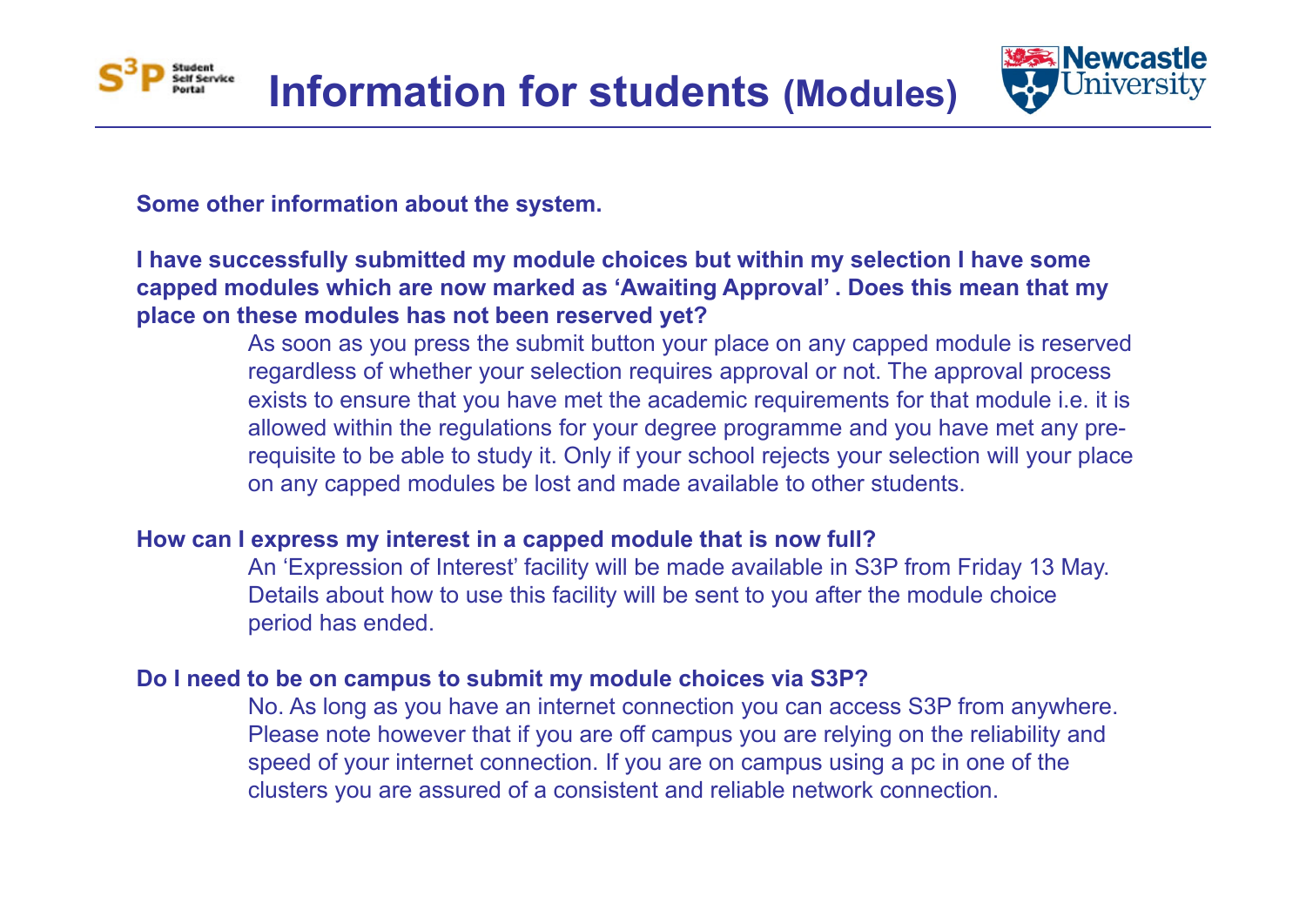# Information for students (Modules)

**Some other information about the system.**

**I have successfully submitted my module choices but within my selection I have some capped modules which are now marked as 'Awaiting Approval' . Does this mean that my place on these modules has not been reserved yet?**

As soon as you press the submit button your place on any capped module is reserved regardless of whether your selection requires approval or not. The approval process exists to ensure that you have met the academic requirements for that module i.e. it is allowed within the regulations for your degree programme and you have met any pre-requisite to be able to study it. Only if your school rejects your selection will your place on any capped modules be lost and made available to other students.

**How can I express my interest in a capped module that is now full?**

An 'Expression of Interest' facility will be made available in S3P from Friday 13 May. Details about how to use this facility will be sent to you after the module choice period has ended.

**Do I need to be on campus to submit my module choices via S3P?**

No. As long as you have an internet connection you can access S3P from anywhere. Please note however that if you are off campus you are relying on the reliability and speed of your internet connection. If you are on campus using a pc in one of the clusters you are assured of a consistent and reliable network connection.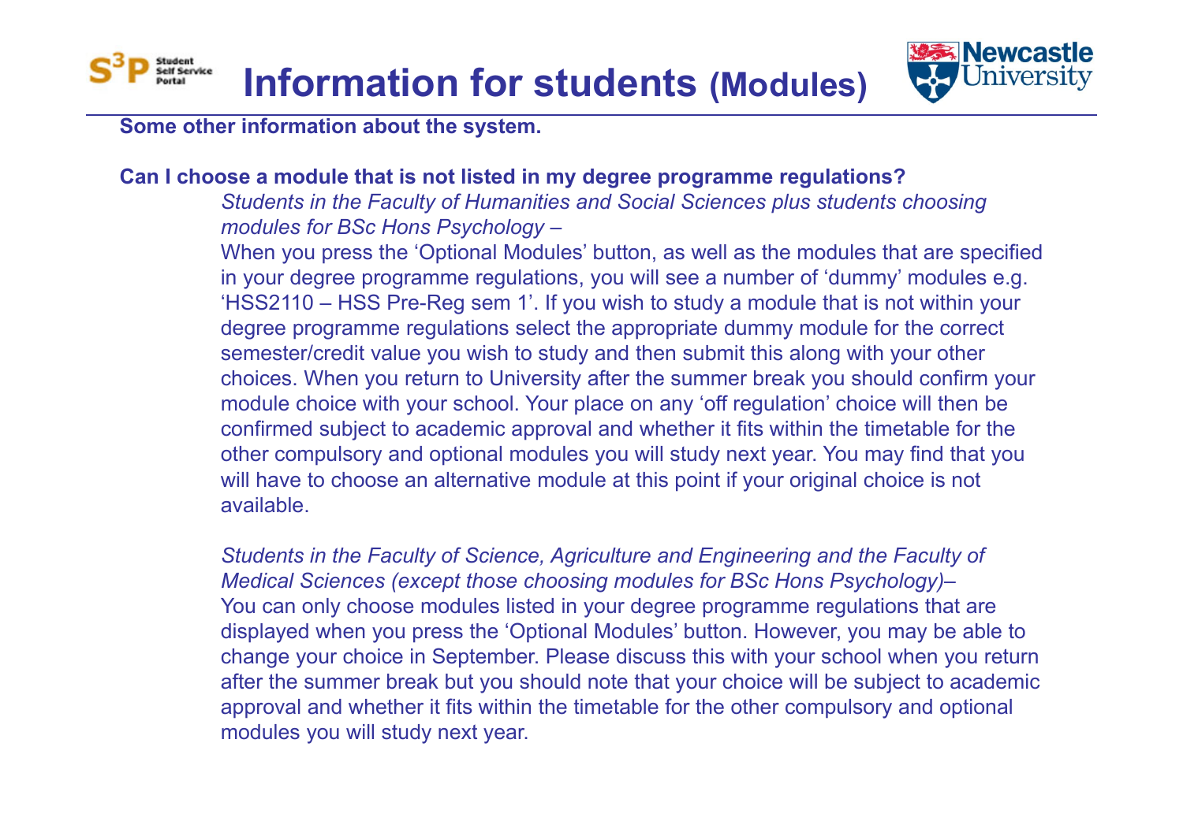# Information for students (Modules)

**Some other information about the system.**

**Can I choose a module that is not listed in my degree programme regulations?**

*Students in the Faculty of Humanities and Social Sciences plus students choosing modules for BSc Hons Psychology –*

When you press the 'Optional Modules' button, as well as the modules that are specified in your degree programme regulations, you will see a number of 'dummy' modules e.g. 'HSS2110 – HSS Pre-Reg sem 1'. If you wish to study a module that is not within your degree programme regulations select the appropriate dummy module for the correct semester/credit value you wish to study and then submit this along with your other choices. When you return to University after the summer break you should confirm your module choice with your school. Your place on any 'off regulation' choice will then be confirmed subject to academic approval and whether it fits within the timetable for the other compulsory and optional modules you will study next year. You may find that you will have to choose an alternative module at this point if your original choice is not available.

*Students in the Faculty of Science, Agriculture and Engineering and the Faculty of Medical Sciences (except those choosing modules for BSc Hons Psychology)–*

You can only choose modules listed in your degree programme regulations that are displayed when you press the 'Optional Modules' button. However, you may be able to change your choice in September. Please discuss this with your school when you return after the summer break but you should note that your choice will be subject to academic approval and whether it fits within the timetable for the other compulsory and optional modules you will study next year.